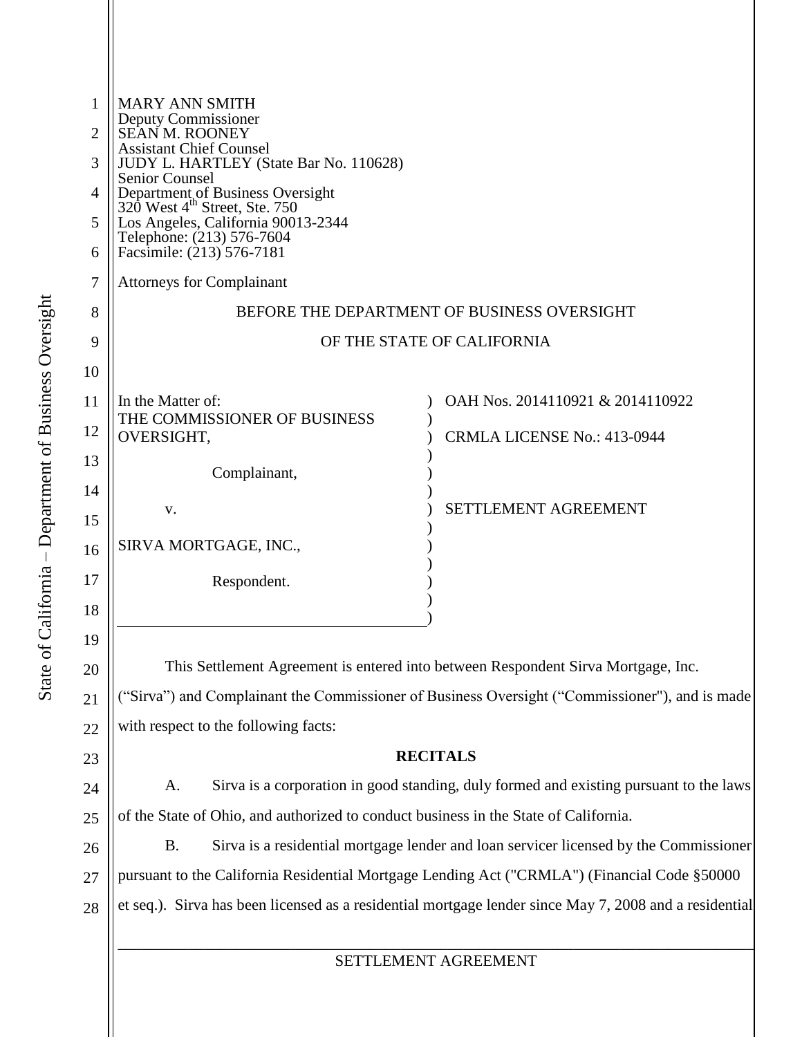MARY ANN SMITH
Deputy Commissioner
SEAN M. ROONEY
Assistant Chief Counsel
JUDY L. HARTLEY (State Bar No. 110628)
Senior Counsel
Department of Business Oversight
320 West 4th Street, Ste. 750
Los Angeles, California 90013-2344
Telephone: (213) 576-7604
Facsimile: (213) 576-7181

Attorneys for Complainant

BEFORE THE DEPARTMENT OF BUSINESS OVERSIGHT

OF THE STATE OF CALIFORNIA

| | |
|---|---|
| In the Matter of:<br>THE COMMISSIONER OF BUSINESS OVERSIGHT,<br><br>Complainant,<br><br>v.<br><br>SIRVA MORTGAGE, INC.,<br><br>Respondent. | OAH Nos. 2014110921 & 2014110922<br><br>CRMLA LICENSE No.: 413-0944<br><br>SETTLEMENT AGREEMENT |

This Settlement Agreement is entered into between Respondent Sirva Mortgage, Inc. ("Sirva") and Complainant the Commissioner of Business Oversight ("Commissioner"), and is made with respect to the following facts:

**RECITALS**

A. Sirva is a corporation in good standing, duly formed and existing pursuant to the laws of the State of Ohio, and authorized to conduct business in the State of California.

B. Sirva is a residential mortgage lender and loan servicer licensed by the Commissioner pursuant to the California Residential Mortgage Lending Act ("CRMLA") (Financial Code §50000 et seq.). Sirva has been licensed as a residential mortgage lender since May 7, 2008 and a residential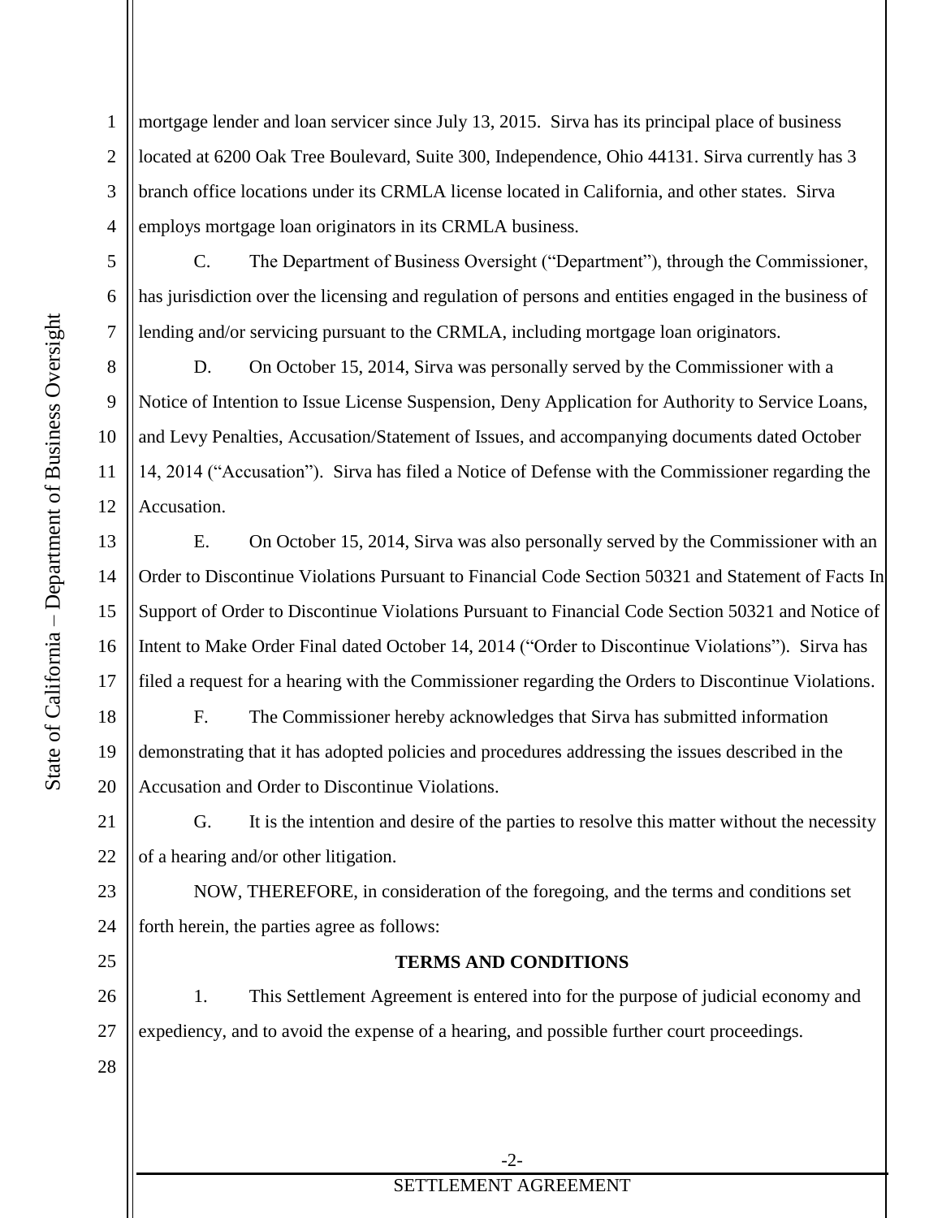mortgage lender and loan servicer since July 13, 2015. Sirva has its principal place of business located at 6200 Oak Tree Boulevard, Suite 300, Independence, Ohio 44131. Sirva currently has 3 branch office locations under its CRMLA license located in California, and other states. Sirva employs mortgage loan originators in its CRMLA business.

C. The Department of Business Oversight ("Department"), through the Commissioner, has jurisdiction over the licensing and regulation of persons and entities engaged in the business of lending and/or servicing pursuant to the CRMLA, including mortgage loan originators.

D. On October 15, 2014, Sirva was personally served by the Commissioner with a Notice of Intention to Issue License Suspension, Deny Application for Authority to Service Loans, and Levy Penalties, Accusation/Statement of Issues, and accompanying documents dated October 14, 2014 ("Accusation"). Sirva has filed a Notice of Defense with the Commissioner regarding the Accusation.

E. On October 15, 2014, Sirva was also personally served by the Commissioner with an Order to Discontinue Violations Pursuant to Financial Code Section 50321 and Statement of Facts In Support of Order to Discontinue Violations Pursuant to Financial Code Section 50321 and Notice of Intent to Make Order Final dated October 14, 2014 ("Order to Discontinue Violations"). Sirva has filed a request for a hearing with the Commissioner regarding the Orders to Discontinue Violations.

F. The Commissioner hereby acknowledges that Sirva has submitted information demonstrating that it has adopted policies and procedures addressing the issues described in the Accusation and Order to Discontinue Violations.

G. It is the intention and desire of the parties to resolve this matter without the necessity of a hearing and/or other litigation.

NOW, THEREFORE, in consideration of the foregoing, and the terms and conditions set forth herein, the parties agree as follows:

**TERMS AND CONDITIONS**

1. This Settlement Agreement is entered into for the purpose of judicial economy and expediency, and to avoid the expense of a hearing, and possible further court proceedings.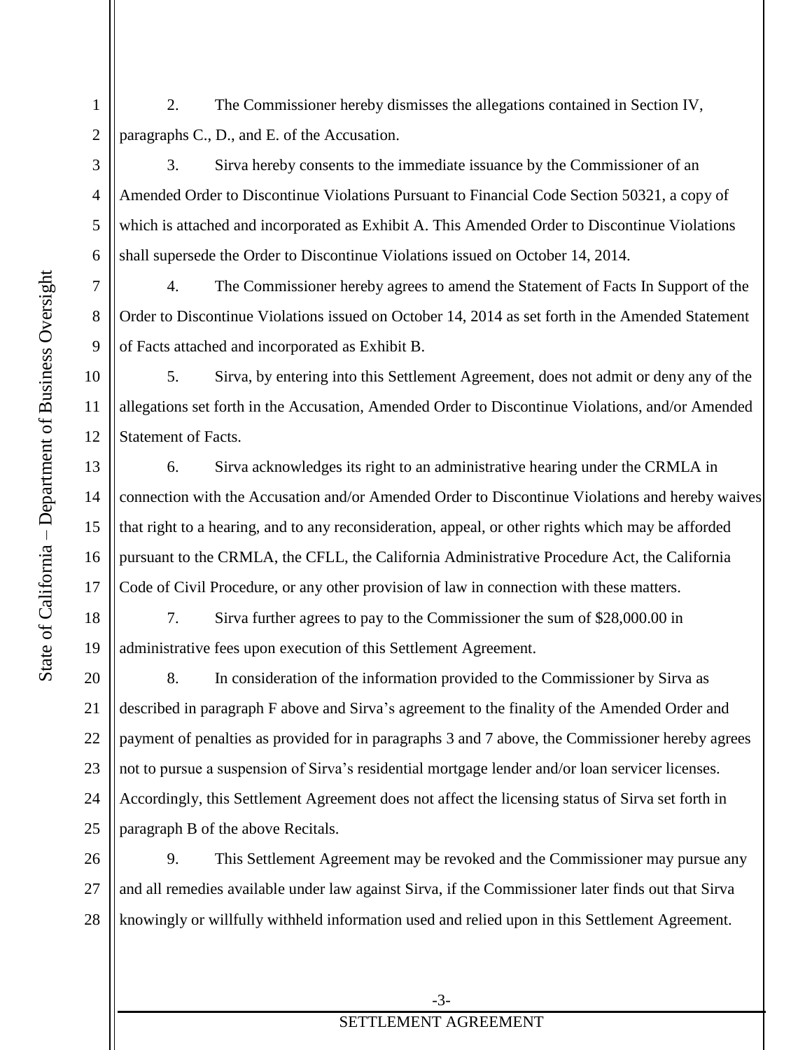2. The Commissioner hereby dismisses the allegations contained in Section IV, paragraphs C., D., and E. of the Accusation.

3. Sirva hereby consents to the immediate issuance by the Commissioner of an Amended Order to Discontinue Violations Pursuant to Financial Code Section 50321, a copy of which is attached and incorporated as Exhibit A. This Amended Order to Discontinue Violations shall supersede the Order to Discontinue Violations issued on October 14, 2014.

4. The Commissioner hereby agrees to amend the Statement of Facts In Support of the Order to Discontinue Violations issued on October 14, 2014 as set forth in the Amended Statement of Facts attached and incorporated as Exhibit B.

5. Sirva, by entering into this Settlement Agreement, does not admit or deny any of the allegations set forth in the Accusation, Amended Order to Discontinue Violations, and/or Amended Statement of Facts.

6. Sirva acknowledges its right to an administrative hearing under the CRMLA in connection with the Accusation and/or Amended Order to Discontinue Violations and hereby waives that right to a hearing, and to any reconsideration, appeal, or other rights which may be afforded pursuant to the CRMLA, the CFLL, the California Administrative Procedure Act, the California Code of Civil Procedure, or any other provision of law in connection with these matters.

7. Sirva further agrees to pay to the Commissioner the sum of $28,000.00 in administrative fees upon execution of this Settlement Agreement.

8. In consideration of the information provided to the Commissioner by Sirva as described in paragraph F above and Sirva's agreement to the finality of the Amended Order and payment of penalties as provided for in paragraphs 3 and 7 above, the Commissioner hereby agrees not to pursue a suspension of Sirva's residential mortgage lender and/or loan servicer licenses. Accordingly, this Settlement Agreement does not affect the licensing status of Sirva set forth in paragraph B of the above Recitals.

9. This Settlement Agreement may be revoked and the Commissioner may pursue any and all remedies available under law against Sirva, if the Commissioner later finds out that Sirva knowingly or willfully withheld information used and relied upon in this Settlement Agreement.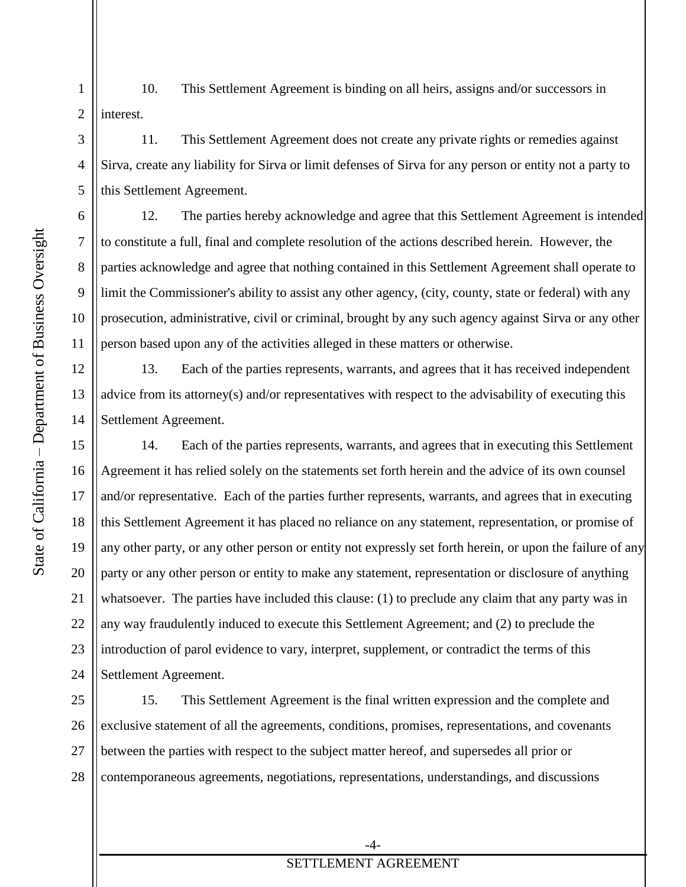10. This Settlement Agreement is binding on all heirs, assigns and/or successors in interest.

11. This Settlement Agreement does not create any private rights or remedies against Sirva, create any liability for Sirva or limit defenses of Sirva for any person or entity not a party to this Settlement Agreement.

12. The parties hereby acknowledge and agree that this Settlement Agreement is intended to constitute a full, final and complete resolution of the actions described herein. However, the parties acknowledge and agree that nothing contained in this Settlement Agreement shall operate to limit the Commissioner's ability to assist any other agency, (city, county, state or federal) with any prosecution, administrative, civil or criminal, brought by any such agency against Sirva or any other person based upon any of the activities alleged in these matters or otherwise.

13. Each of the parties represents, warrants, and agrees that it has received independent advice from its attorney(s) and/or representatives with respect to the advisability of executing this Settlement Agreement.

14. Each of the parties represents, warrants, and agrees that in executing this Settlement Agreement it has relied solely on the statements set forth herein and the advice of its own counsel and/or representative. Each of the parties further represents, warrants, and agrees that in executing this Settlement Agreement it has placed no reliance on any statement, representation, or promise of any other party, or any other person or entity not expressly set forth herein, or upon the failure of any party or any other person or entity to make any statement, representation or disclosure of anything whatsoever. The parties have included this clause: (1) to preclude any claim that any party was in any way fraudulently induced to execute this Settlement Agreement; and (2) to preclude the introduction of parol evidence to vary, interpret, supplement, or contradict the terms of this Settlement Agreement.

15. This Settlement Agreement is the final written expression and the complete and exclusive statement of all the agreements, conditions, promises, representations, and covenants between the parties with respect to the subject matter hereof, and supersedes all prior or contemporaneous agreements, negotiations, representations, understandings, and discussions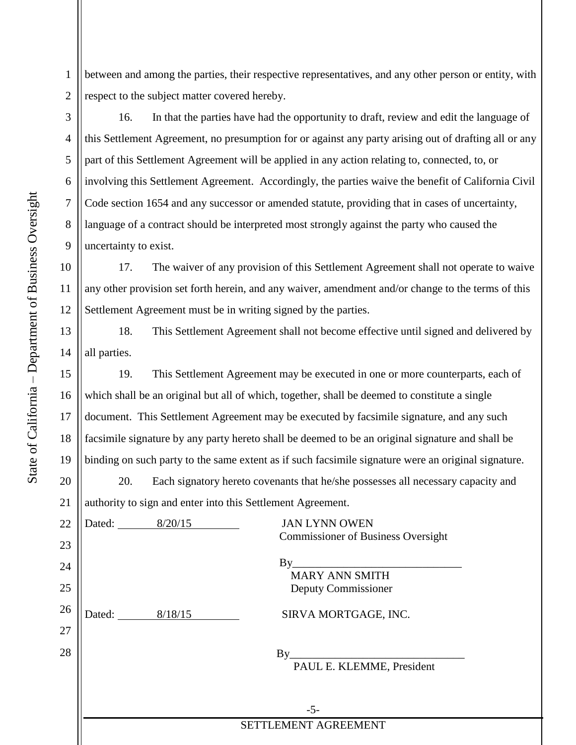between and among the parties, their respective representatives, and any other person or entity, with respect to the subject matter covered hereby.

16. In that the parties have had the opportunity to draft, review and edit the language of this Settlement Agreement, no presumption for or against any party arising out of drafting all or any part of this Settlement Agreement will be applied in any action relating to, connected, to, or involving this Settlement Agreement. Accordingly, the parties waive the benefit of California Civil Code section 1654 and any successor or amended statute, providing that in cases of uncertainty, language of a contract should be interpreted most strongly against the party who caused the uncertainty to exist.

17. The waiver of any provision of this Settlement Agreement shall not operate to waive any other provision set forth herein, and any waiver, amendment and/or change to the terms of this Settlement Agreement must be in writing signed by the parties.

18. This Settlement Agreement shall not become effective until signed and delivered by all parties.

19. This Settlement Agreement may be executed in one or more counterparts, each of which shall be an original but all of which, together, shall be deemed to constitute a single document. This Settlement Agreement may be executed by facsimile signature, and any such facsimile signature by any party hereto shall be deemed to be an original signature and shall be binding on such party to the same extent as if such facsimile signature were an original signature.

20. Each signatory hereto covenants that he/she possesses all necessary capacity and authority to sign and enter into this Settlement Agreement.

Dated: 8/20/15

JAN LYNN OWEN
Commissioner of Business Oversight

By______________________________
MARY ANN SMITH
Deputy Commissioner

Dated: 8/18/15

SIRVA MORTGAGE, INC.

By______________________________
PAUL E. KLEMME, President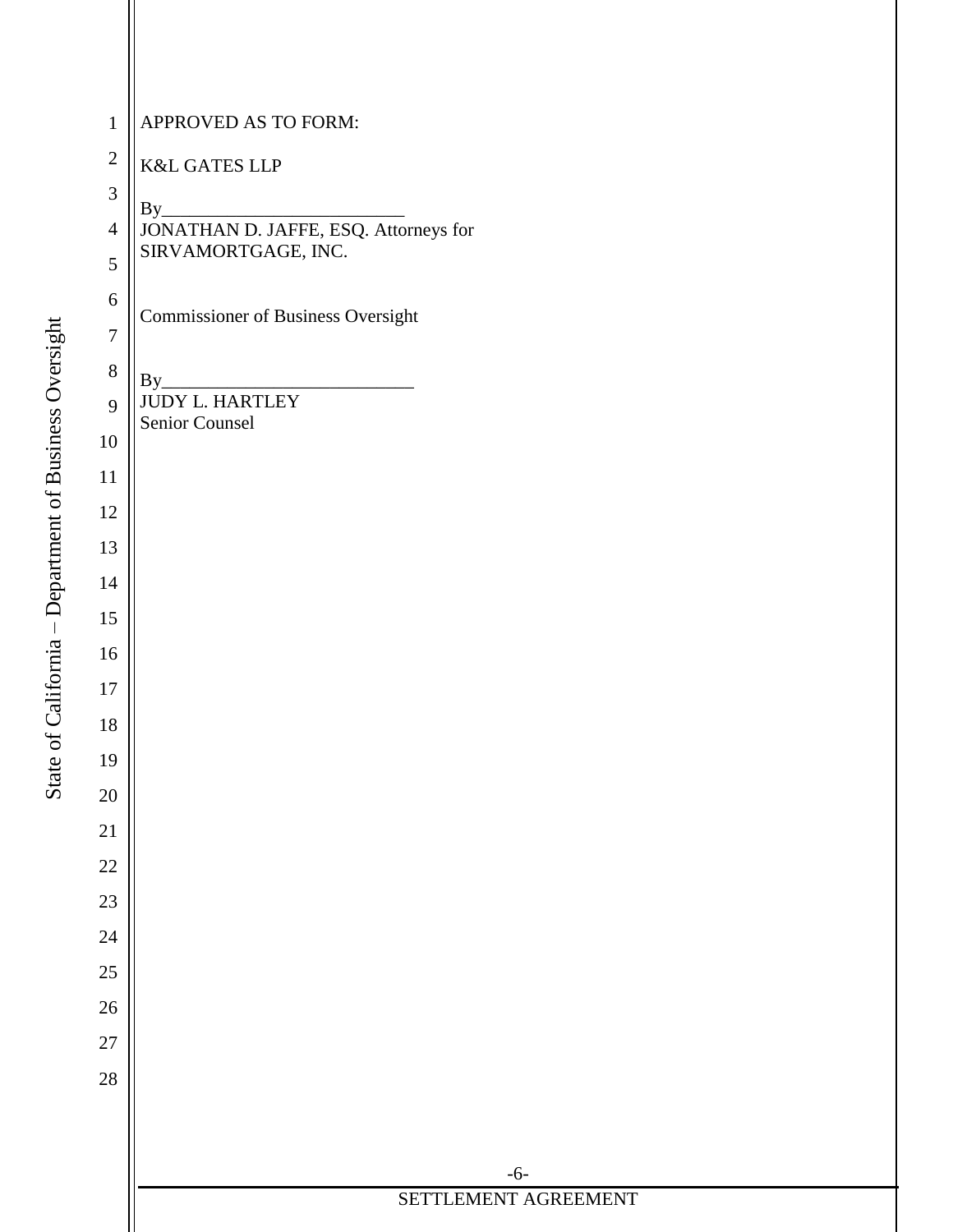APPROVED AS TO FORM:

K&L GATES LLP

By_________________________
JONATHAN D. JAFFE, ESQ. Attorneys for
SIRVAMORTGAGE, INC.

Commissioner of Business Oversight

By__________________________
JUDY L. HARTLEY
Senior Counsel